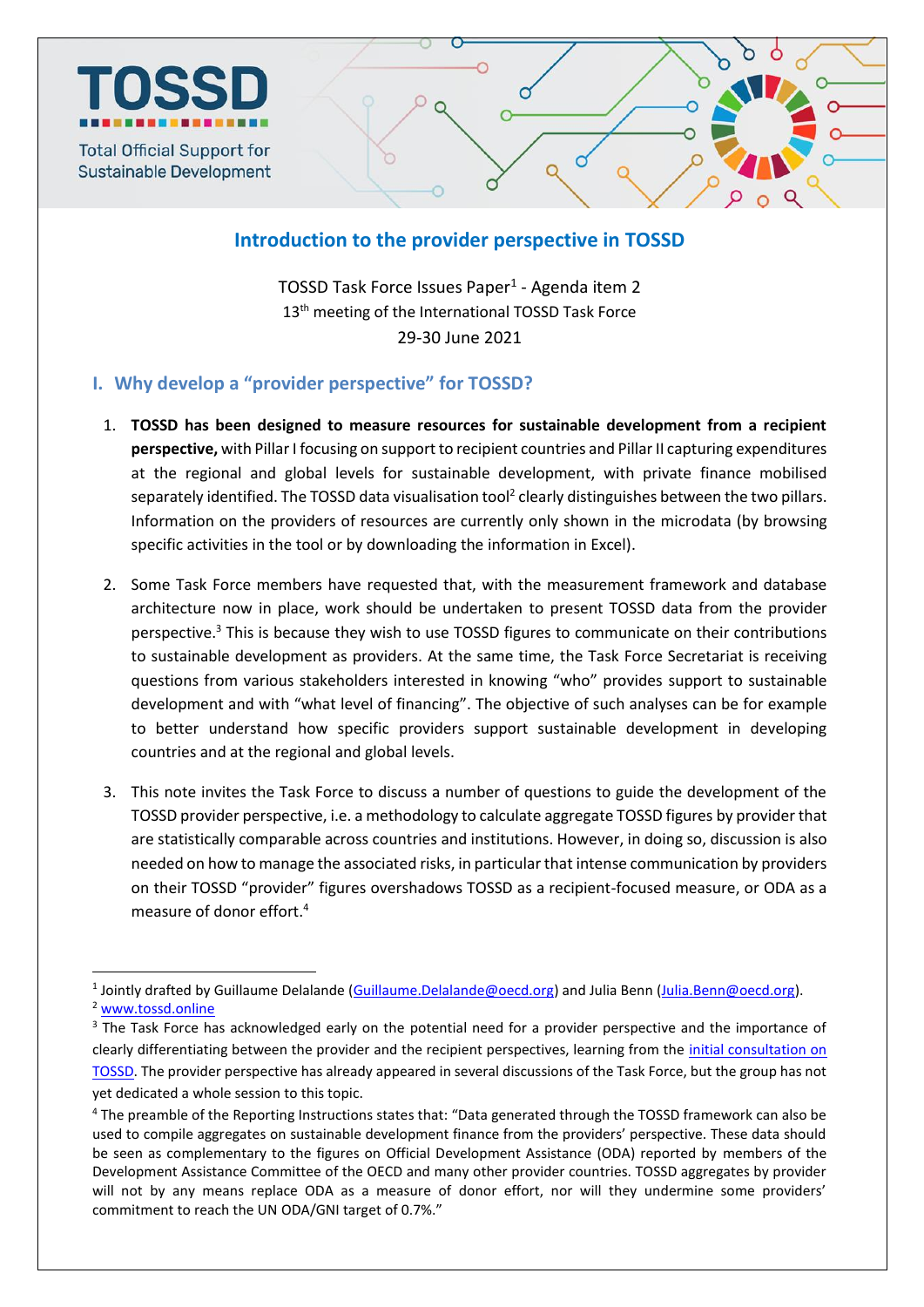TOSSD

Total Official Support for Sustainable Development

# Introduction to the provider perspective in TOSSD

TOSSD Task Force Issues Paper[1] - Agenda item 2
13th meeting of the International TOSSD Task Force
29-30 June 2021

## I. Why develop a "provider perspective" for TOSSD?

1. **TOSSD has been designed to measure resources for sustainable development from a recipient perspective,** with Pillar I focusing on support to recipient countries and Pillar II capturing expenditures at the regional and global levels for sustainable development, with private finance mobilised separately identified. The TOSSD data visualisation tool[2] clearly distinguishes between the two pillars. Information on the providers of resources are currently only shown in the microdata (by browsing specific activities in the tool or by downloading the information in Excel).

2. Some Task Force members have requested that, with the measurement framework and database architecture now in place, work should be undertaken to present TOSSD data from the provider perspective.[3] This is because they wish to use TOSSD figures to communicate on their contributions to sustainable development as providers. At the same time, the Task Force Secretariat is receiving questions from various stakeholders interested in knowing "who" provides support to sustainable development and with "what level of financing". The objective of such analyses can be for example to better understand how specific providers support sustainable development in developing countries and at the regional and global levels.

3. This note invites the Task Force to discuss a number of questions to guide the development of the TOSSD provider perspective, i.e. a methodology to calculate aggregate TOSSD figures by provider that are statistically comparable across countries and institutions. However, in doing so, discussion is also needed on how to manage the associated risks, in particular that intense communication by providers on their TOSSD "provider" figures overshadows TOSSD as a recipient-focused measure, or ODA as a measure of donor effort.[4]

---

[1] Jointly drafted by Guillaume Delalande (Guillaume.Delalande@oecd.org) and Julia Benn (Julia.Benn@oecd.org).

[2] www.tossd.online

[3] The Task Force has acknowledged early on the potential need for a provider perspective and the importance of clearly differentiating between the provider and the recipient perspectives, learning from the initial consultation on TOSSD. The provider perspective has already appeared in several discussions of the Task Force, but the group has not yet dedicated a whole session to this topic.

[4] The preamble of the Reporting Instructions states that: "Data generated through the TOSSD framework can also be used to compile aggregates on sustainable development finance from the providers' perspective. These data should be seen as complementary to the figures on Official Development Assistance (ODA) reported by members of the Development Assistance Committee of the OECD and many other provider countries. TOSSD aggregates by provider will not by any means replace ODA as a measure of donor effort, nor will they undermine some providers' commitment to reach the UN ODA/GNI target of 0.7%."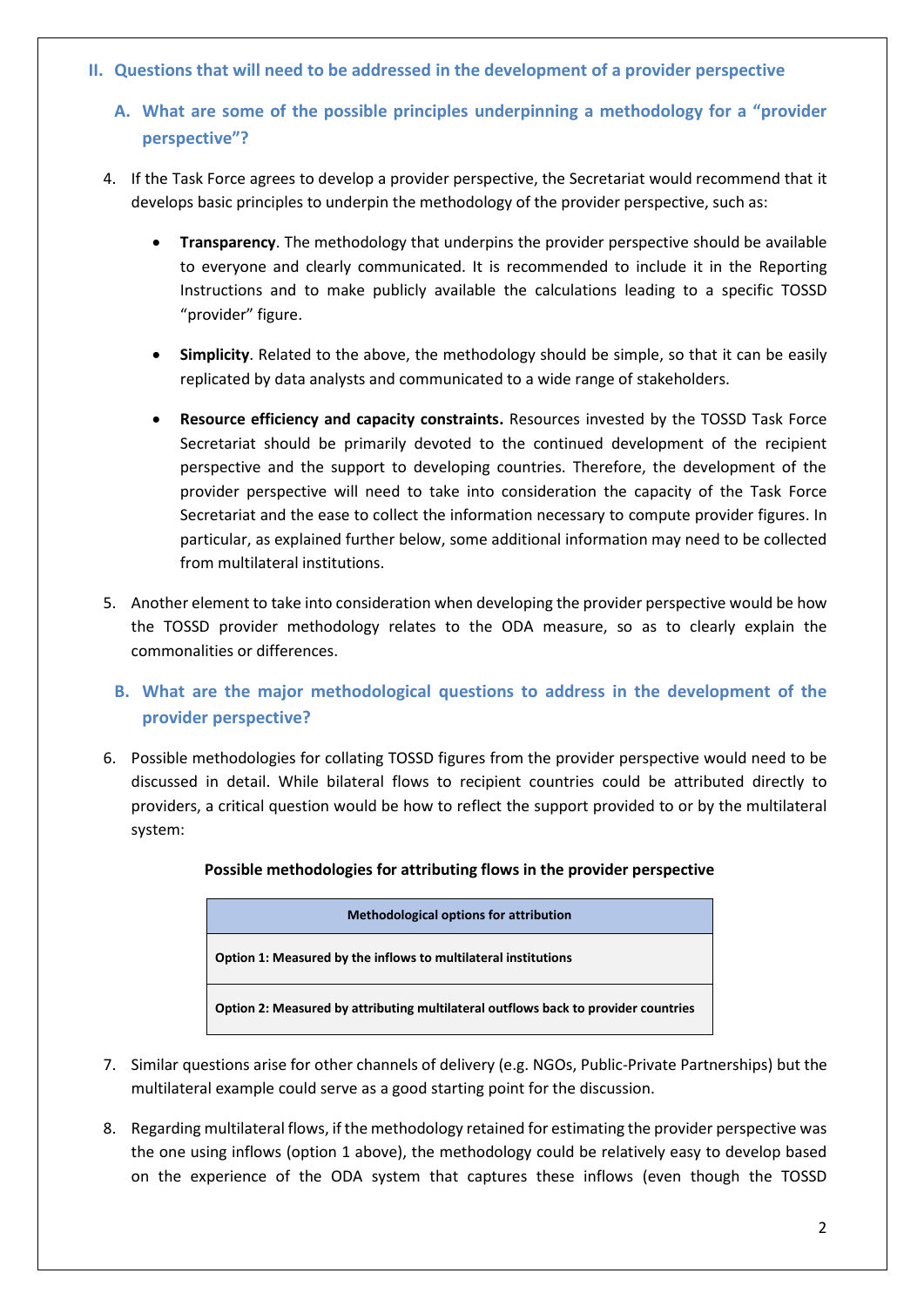## II. Questions that will need to be addressed in the development of a provider perspective

### A. What are some of the possible principles underpinning a methodology for a "provider perspective"?

4. If the Task Force agrees to develop a provider perspective, the Secretariat would recommend that it develops basic principles to underpin the methodology of the provider perspective, such as:

    - **Transparency**. The methodology that underpins the provider perspective should be available to everyone and clearly communicated. It is recommended to include it in the Reporting Instructions and to make publicly available the calculations leading to a specific TOSSD "provider" figure.

    - **Simplicity**. Related to the above, the methodology should be simple, so that it can be easily replicated by data analysts and communicated to a wide range of stakeholders.

    - **Resource efficiency and capacity constraints.** Resources invested by the TOSSD Task Force Secretariat should be primarily devoted to the continued development of the recipient perspective and the support to developing countries. Therefore, the development of the provider perspective will need to take into consideration the capacity of the Task Force Secretariat and the ease to collect the information necessary to compute provider figures. In particular, as explained further below, some additional information may need to be collected from multilateral institutions.

5. Another element to take into consideration when developing the provider perspective would be how the TOSSD provider methodology relates to the ODA measure, so as to clearly explain the commonalities or differences.

### B. What are the major methodological questions to address in the development of the provider perspective?

6. Possible methodologies for collating TOSSD figures from the provider perspective would need to be discussed in detail. While bilateral flows to recipient countries could be attributed directly to providers, a critical question would be how to reflect the support provided to or by the multilateral system:

**Possible methodologies for attributing flows in the provider perspective**

| Methodological options for attribution |
|---|
| **Option 1: Measured by the inflows to multilateral institutions** |
| **Option 2: Measured by attributing multilateral outflows back to provider countries** |

7. Similar questions arise for other channels of delivery (e.g. NGOs, Public-Private Partnerships) but the multilateral example could serve as a good starting point for the discussion.

8. Regarding multilateral flows, if the methodology retained for estimating the provider perspective was the one using inflows (option 1 above), the methodology could be relatively easy to develop based on the experience of the ODA system that captures these inflows (even though the TOSSD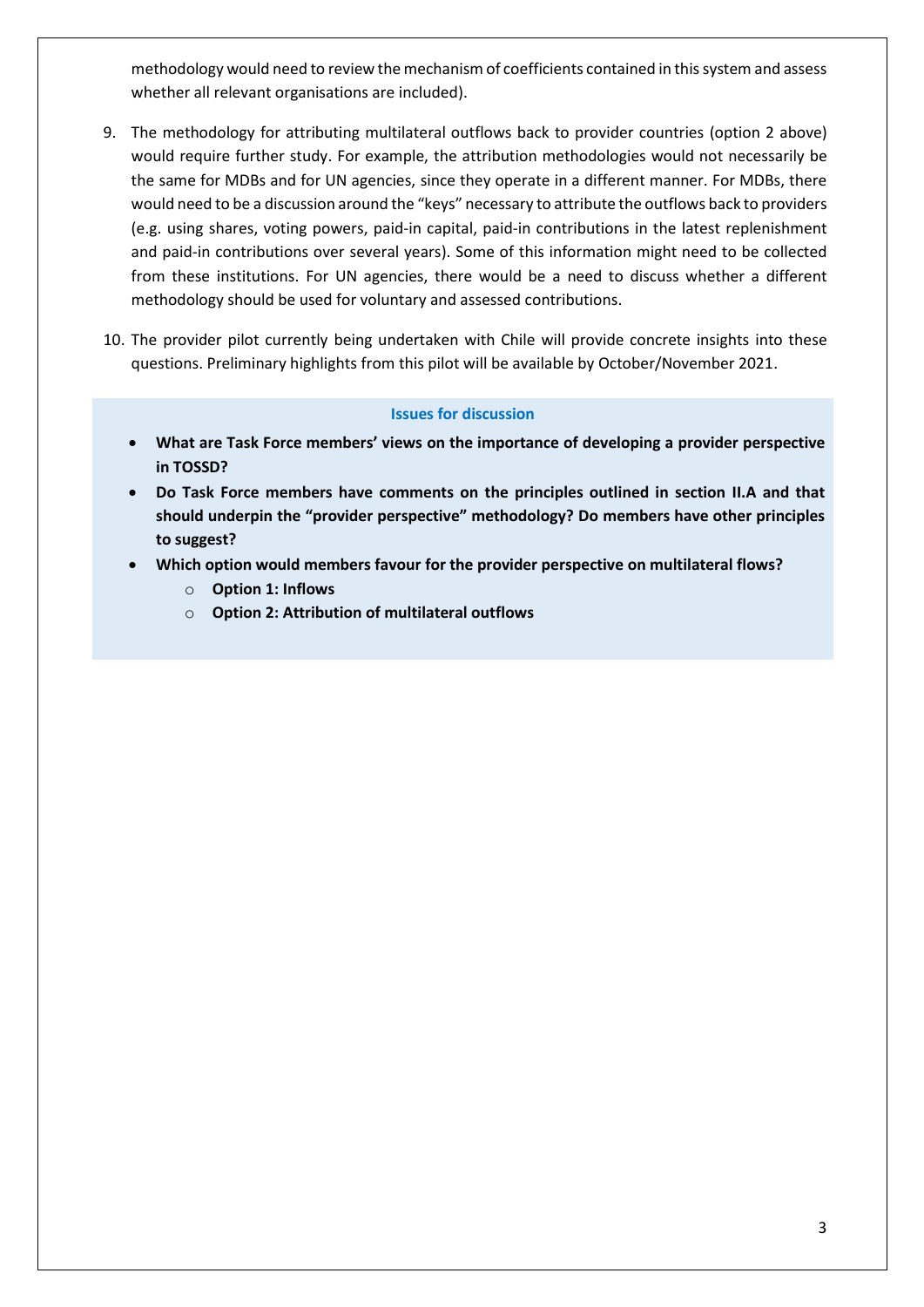methodology would need to review the mechanism of coefficients contained in this system and assess whether all relevant organisations are included).

9. The methodology for attributing multilateral outflows back to provider countries (option 2 above) would require further study. For example, the attribution methodologies would not necessarily be the same for MDBs and for UN agencies, since they operate in a different manner. For MDBs, there would need to be a discussion around the "keys" necessary to attribute the outflows back to providers (e.g. using shares, voting powers, paid-in capital, paid-in contributions in the latest replenishment and paid-in contributions over several years). Some of this information might need to be collected from these institutions. For UN agencies, there would be a need to discuss whether a different methodology should be used for voluntary and assessed contributions.

10. The provider pilot currently being undertaken with Chile will provide concrete insights into these questions. Preliminary highlights from this pilot will be available by October/November 2021.

**Issues for discussion**

- **What are Task Force members' views on the importance of developing a provider perspective in TOSSD?**
- **Do Task Force members have comments on the principles outlined in section II.A and that should underpin the "provider perspective" methodology? Do members have other principles to suggest?**
- **Which option would members favour for the provider perspective on multilateral flows?**
  - **Option 1: Inflows**
  - **Option 2: Attribution of multilateral outflows**